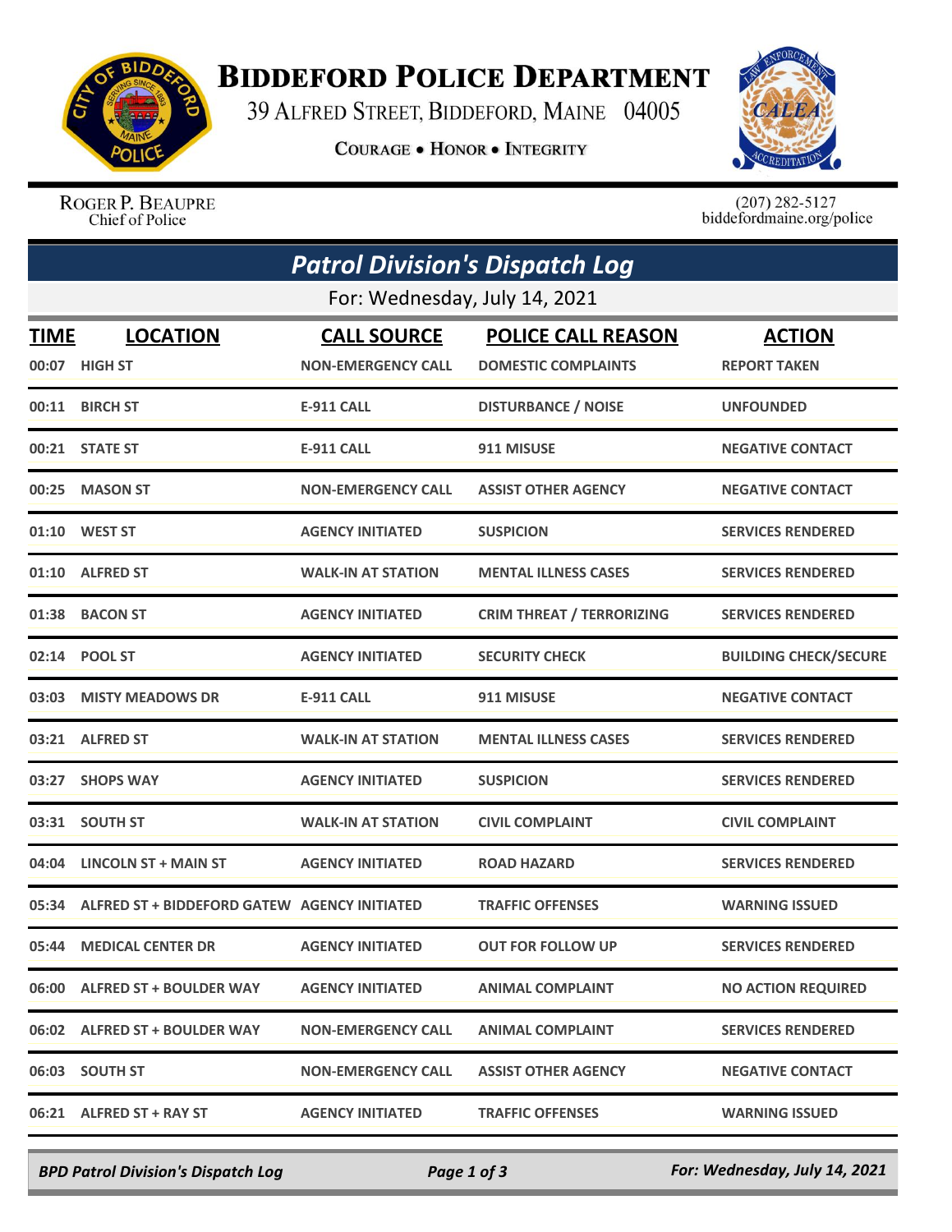# Biddeford Police Department

39 Alfred Street, Biddeford, Maine 04005

**Courage • Honor • Integrity**

Roger P. Beaupre
Chief of Police

(207) 282-5127
biddefordmaine.org/police

## *Patrol Division's Dispatch Log*

For: Wednesday, July 14, 2021

| TIME | LOCATION | CALL SOURCE | POLICE CALL REASON | ACTION |
|---|---|---|---|---|
| 00:07 | HIGH ST | NON-EMERGENCY CALL | DOMESTIC COMPLAINTS | REPORT TAKEN |
| 00:11 | BIRCH ST | E-911 CALL | DISTURBANCE / NOISE | UNFOUNDED |
| 00:21 | STATE ST | E-911 CALL | 911 MISUSE | NEGATIVE CONTACT |
| 00:25 | MASON ST | NON-EMERGENCY CALL | ASSIST OTHER AGENCY | NEGATIVE CONTACT |
| 01:10 | WEST ST | AGENCY INITIATED | SUSPICION | SERVICES RENDERED |
| 01:10 | ALFRED ST | WALK-IN AT STATION | MENTAL ILLNESS CASES | SERVICES RENDERED |
| 01:38 | BACON ST | AGENCY INITIATED | CRIM THREAT / TERRORIZING | SERVICES RENDERED |
| 02:14 | POOL ST | AGENCY INITIATED | SECURITY CHECK | BUILDING CHECK/SECURE |
| 03:03 | MISTY MEADOWS DR | E-911 CALL | 911 MISUSE | NEGATIVE CONTACT |
| 03:21 | ALFRED ST | WALK-IN AT STATION | MENTAL ILLNESS CASES | SERVICES RENDERED |
| 03:27 | SHOPS WAY | AGENCY INITIATED | SUSPICION | SERVICES RENDERED |
| 03:31 | SOUTH ST | WALK-IN AT STATION | CIVIL COMPLAINT | CIVIL COMPLAINT |
| 04:04 | LINCOLN ST + MAIN ST | AGENCY INITIATED | ROAD HAZARD | SERVICES RENDERED |
| 05:34 | ALFRED ST + BIDDEFORD GATEW | AGENCY INITIATED | TRAFFIC OFFENSES | WARNING ISSUED |
| 05:44 | MEDICAL CENTER DR | AGENCY INITIATED | OUT FOR FOLLOW UP | SERVICES RENDERED |
| 06:00 | ALFRED ST + BOULDER WAY | AGENCY INITIATED | ANIMAL COMPLAINT | NO ACTION REQUIRED |
| 06:02 | ALFRED ST + BOULDER WAY | NON-EMERGENCY CALL | ANIMAL COMPLAINT | SERVICES RENDERED |
| 06:03 | SOUTH ST | NON-EMERGENCY CALL | ASSIST OTHER AGENCY | NEGATIVE CONTACT |
| 06:21 | ALFRED ST + RAY ST | AGENCY INITIATED | TRAFFIC OFFENSES | WARNING ISSUED |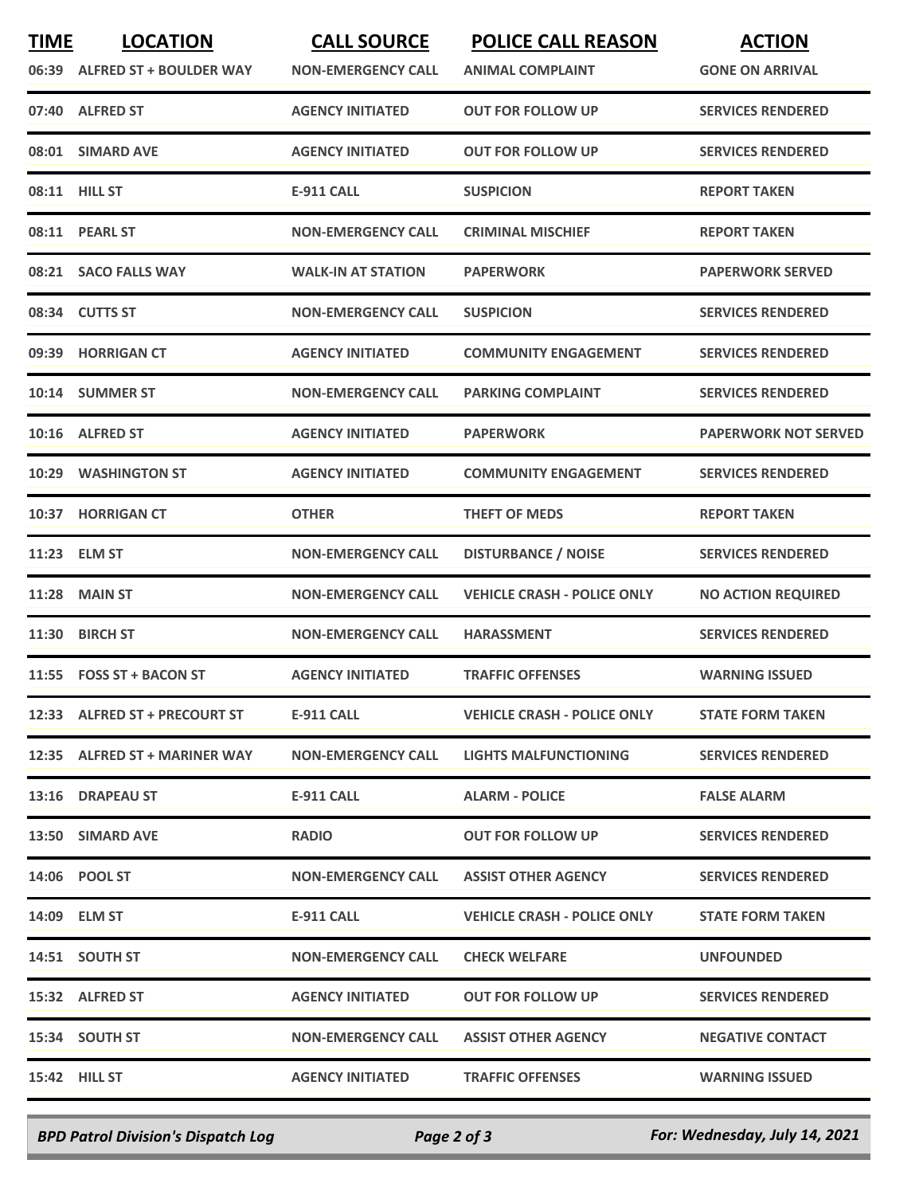| TIME | LOCATION | CALL SOURCE | POLICE CALL REASON | ACTION |
|---|---|---|---|---|
| 06:39 | ALFRED ST + BOULDER WAY | NON-EMERGENCY CALL | ANIMAL COMPLAINT | GONE ON ARRIVAL |
| 07:40 | ALFRED ST | AGENCY INITIATED | OUT FOR FOLLOW UP | SERVICES RENDERED |
| 08:01 | SIMARD AVE | AGENCY INITIATED | OUT FOR FOLLOW UP | SERVICES RENDERED |
| 08:11 | HILL ST | E-911 CALL | SUSPICION | REPORT TAKEN |
| 08:11 | PEARL ST | NON-EMERGENCY CALL | CRIMINAL MISCHIEF | REPORT TAKEN |
| 08:21 | SACO FALLS WAY | WALK-IN AT STATION | PAPERWORK | PAPERWORK SERVED |
| 08:34 | CUTTS ST | NON-EMERGENCY CALL | SUSPICION | SERVICES RENDERED |
| 09:39 | HORRIGAN CT | AGENCY INITIATED | COMMUNITY ENGAGEMENT | SERVICES RENDERED |
| 10:14 | SUMMER ST | NON-EMERGENCY CALL | PARKING COMPLAINT | SERVICES RENDERED |
| 10:16 | ALFRED ST | AGENCY INITIATED | PAPERWORK | PAPERWORK NOT SERVED |
| 10:29 | WASHINGTON ST | AGENCY INITIATED | COMMUNITY ENGAGEMENT | SERVICES RENDERED |
| 10:37 | HORRIGAN CT | OTHER | THEFT OF MEDS | REPORT TAKEN |
| 11:23 | ELM ST | NON-EMERGENCY CALL | DISTURBANCE / NOISE | SERVICES RENDERED |
| 11:28 | MAIN ST | NON-EMERGENCY CALL | VEHICLE CRASH - POLICE ONLY | NO ACTION REQUIRED |
| 11:30 | BIRCH ST | NON-EMERGENCY CALL | HARASSMENT | SERVICES RENDERED |
| 11:55 | FOSS ST + BACON ST | AGENCY INITIATED | TRAFFIC OFFENSES | WARNING ISSUED |
| 12:33 | ALFRED ST + PRECOURT ST | E-911 CALL | VEHICLE CRASH - POLICE ONLY | STATE FORM TAKEN |
| 12:35 | ALFRED ST + MARINER WAY | NON-EMERGENCY CALL | LIGHTS MALFUNCTIONING | SERVICES RENDERED |
| 13:16 | DRAPEAU ST | E-911 CALL | ALARM - POLICE | FALSE ALARM |
| 13:50 | SIMARD AVE | RADIO | OUT FOR FOLLOW UP | SERVICES RENDERED |
| 14:06 | POOL ST | NON-EMERGENCY CALL | ASSIST OTHER AGENCY | SERVICES RENDERED |
| 14:09 | ELM ST | E-911 CALL | VEHICLE CRASH - POLICE ONLY | STATE FORM TAKEN |
| 14:51 | SOUTH ST | NON-EMERGENCY CALL | CHECK WELFARE | UNFOUNDED |
| 15:32 | ALFRED ST | AGENCY INITIATED | OUT FOR FOLLOW UP | SERVICES RENDERED |
| 15:34 | SOUTH ST | NON-EMERGENCY CALL | ASSIST OTHER AGENCY | NEGATIVE CONTACT |
| 15:42 | HILL ST | AGENCY INITIATED | TRAFFIC OFFENSES | WARNING ISSUED |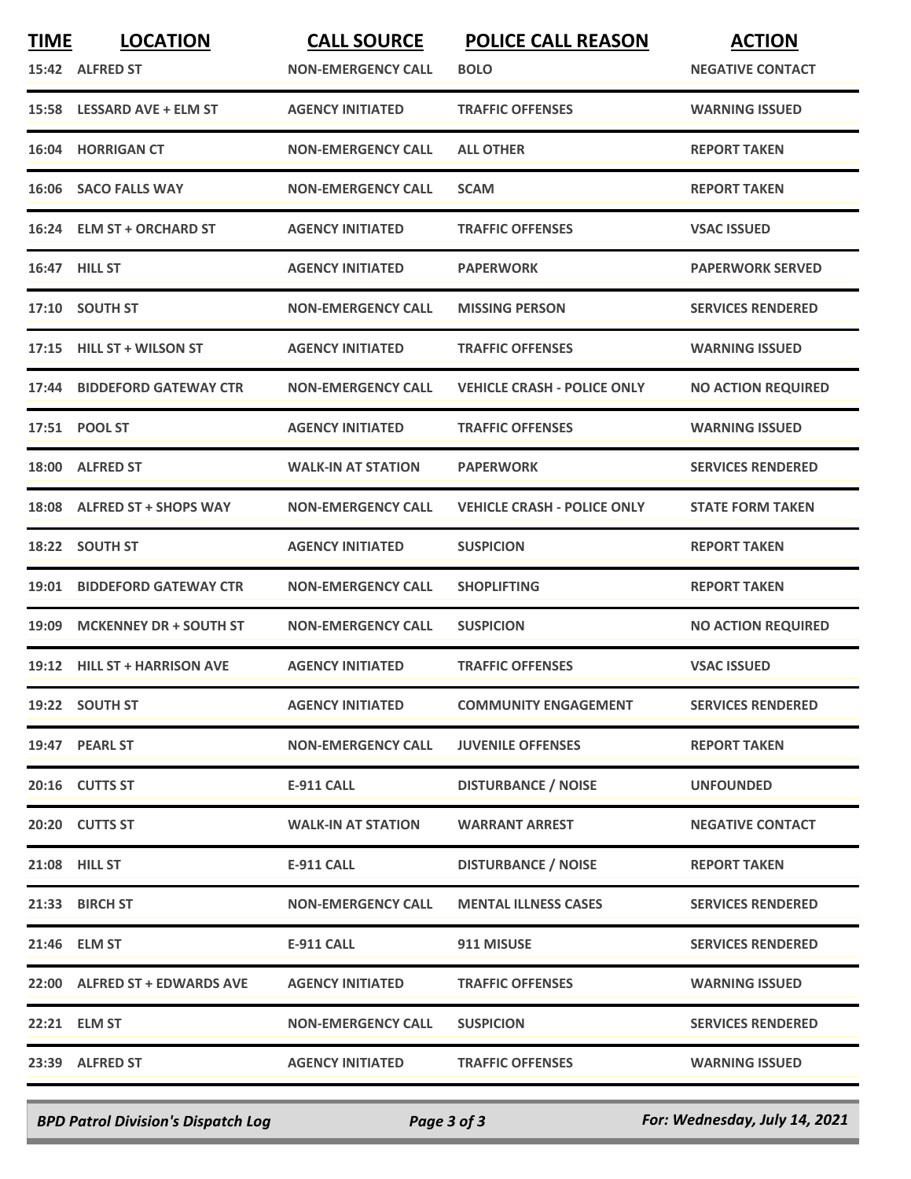| TIME | LOCATION | CALL SOURCE | POLICE CALL REASON | ACTION |
|---|---|---|---|---|
| 15:42 | ALFRED ST | NON-EMERGENCY CALL | BOLO | NEGATIVE CONTACT |
| 15:58 | LESSARD AVE + ELM ST | AGENCY INITIATED | TRAFFIC OFFENSES | WARNING ISSUED |
| 16:04 | HORRIGAN CT | NON-EMERGENCY CALL | ALL OTHER | REPORT TAKEN |
| 16:06 | SACO FALLS WAY | NON-EMERGENCY CALL | SCAM | REPORT TAKEN |
| 16:24 | ELM ST + ORCHARD ST | AGENCY INITIATED | TRAFFIC OFFENSES | VSAC ISSUED |
| 16:47 | HILL ST | AGENCY INITIATED | PAPERWORK | PAPERWORK SERVED |
| 17:10 | SOUTH ST | NON-EMERGENCY CALL | MISSING PERSON | SERVICES RENDERED |
| 17:15 | HILL ST + WILSON ST | AGENCY INITIATED | TRAFFIC OFFENSES | WARNING ISSUED |
| 17:44 | BIDDEFORD GATEWAY CTR | NON-EMERGENCY CALL | VEHICLE CRASH - POLICE ONLY | NO ACTION REQUIRED |
| 17:51 | POOL ST | AGENCY INITIATED | TRAFFIC OFFENSES | WARNING ISSUED |
| 18:00 | ALFRED ST | WALK-IN AT STATION | PAPERWORK | SERVICES RENDERED |
| 18:08 | ALFRED ST + SHOPS WAY | NON-EMERGENCY CALL | VEHICLE CRASH - POLICE ONLY | STATE FORM TAKEN |
| 18:22 | SOUTH ST | AGENCY INITIATED | SUSPICION | REPORT TAKEN |
| 19:01 | BIDDEFORD GATEWAY CTR | NON-EMERGENCY CALL | SHOPLIFTING | REPORT TAKEN |
| 19:09 | MCKENNEY DR + SOUTH ST | NON-EMERGENCY CALL | SUSPICION | NO ACTION REQUIRED |
| 19:12 | HILL ST + HARRISON AVE | AGENCY INITIATED | TRAFFIC OFFENSES | VSAC ISSUED |
| 19:22 | SOUTH ST | AGENCY INITIATED | COMMUNITY ENGAGEMENT | SERVICES RENDERED |
| 19:47 | PEARL ST | NON-EMERGENCY CALL | JUVENILE OFFENSES | REPORT TAKEN |
| 20:16 | CUTTS ST | E-911 CALL | DISTURBANCE / NOISE | UNFOUNDED |
| 20:20 | CUTTS ST | WALK-IN AT STATION | WARRANT ARREST | NEGATIVE CONTACT |
| 21:08 | HILL ST | E-911 CALL | DISTURBANCE / NOISE | REPORT TAKEN |
| 21:33 | BIRCH ST | NON-EMERGENCY CALL | MENTAL ILLNESS CASES | SERVICES RENDERED |
| 21:46 | ELM ST | E-911 CALL | 911 MISUSE | SERVICES RENDERED |
| 22:00 | ALFRED ST + EDWARDS AVE | AGENCY INITIATED | TRAFFIC OFFENSES | WARNING ISSUED |
| 22:21 | ELM ST | NON-EMERGENCY CALL | SUSPICION | SERVICES RENDERED |
| 23:39 | ALFRED ST | AGENCY INITIATED | TRAFFIC OFFENSES | WARNING ISSUED |

*BPD Patrol Division's Dispatch Log* — *For: Wednesday, July 14, 2021*